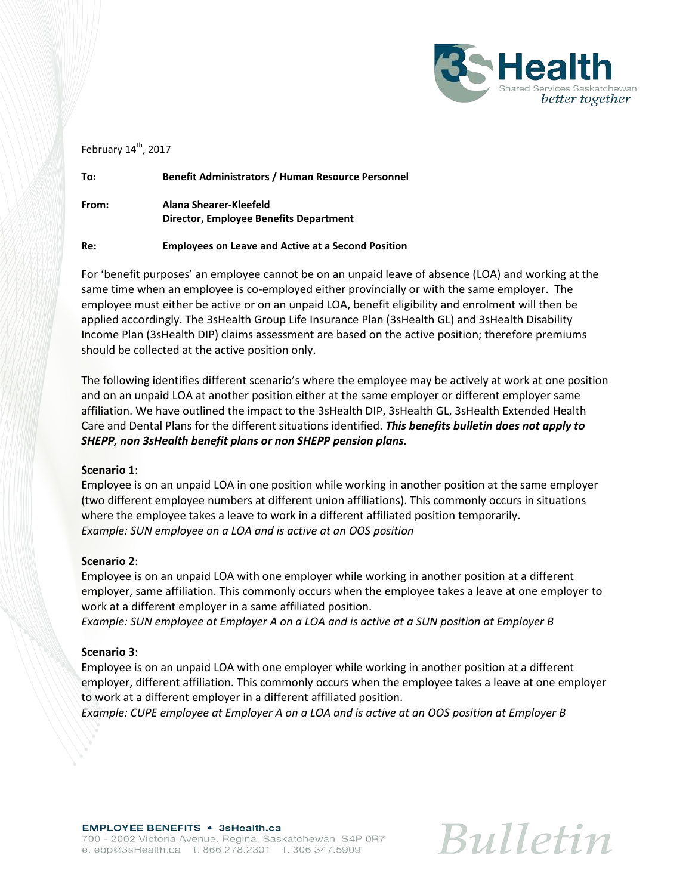February 14th, 2017

**To:** **Benefit Administrators / Human Resource Personnel**

**From:** **Alana Shearer-Kleefeld**
**Director, Employee Benefits Department**

**Re:** **Employees on Leave and Active at a Second Position**

For 'benefit purposes' an employee cannot be on an unpaid leave of absence (LOA) and working at the same time when an employee is co-employed either provincially or with the same employer. The employee must either be active or on an unpaid LOA, benefit eligibility and enrolment will then be applied accordingly. The 3sHealth Group Life Insurance Plan (3sHealth GL) and 3sHealth Disability Income Plan (3sHealth DIP) claims assessment are based on the active position; therefore premiums should be collected at the active position only.

The following identifies different scenario's where the employee may be actively at work at one position and on an unpaid LOA at another position either at the same employer or different employer same affiliation. We have outlined the impact to the 3sHealth DIP, 3sHealth GL, 3sHealth Extended Health Care and Dental Plans for the different situations identified. ***This benefits bulletin does not apply to SHEPP, non 3sHealth benefit plans or non SHEPP pension plans.***

**Scenario 1**:
Employee is on an unpaid LOA in one position while working in another position at the same employer (two different employee numbers at different union affiliations). This commonly occurs in situations where the employee takes a leave to work in a different affiliated position temporarily.
*Example: SUN employee on a LOA and is active at an OOS position*

**Scenario 2**:
Employee is on an unpaid LOA with one employer while working in another position at a different employer, same affiliation. This commonly occurs when the employee takes a leave at one employer to work at a different employer in a same affiliated position.
*Example: SUN employee at Employer A on a LOA and is active at a SUN position at Employer B*

**Scenario 3**:
Employee is on an unpaid LOA with one employer while working in another position at a different employer, different affiliation. This commonly occurs when the employee takes a leave at one employer to work at a different employer in a different affiliated position.
*Example: CUPE employee at Employer A on a LOA and is active at an OOS position at Employer B*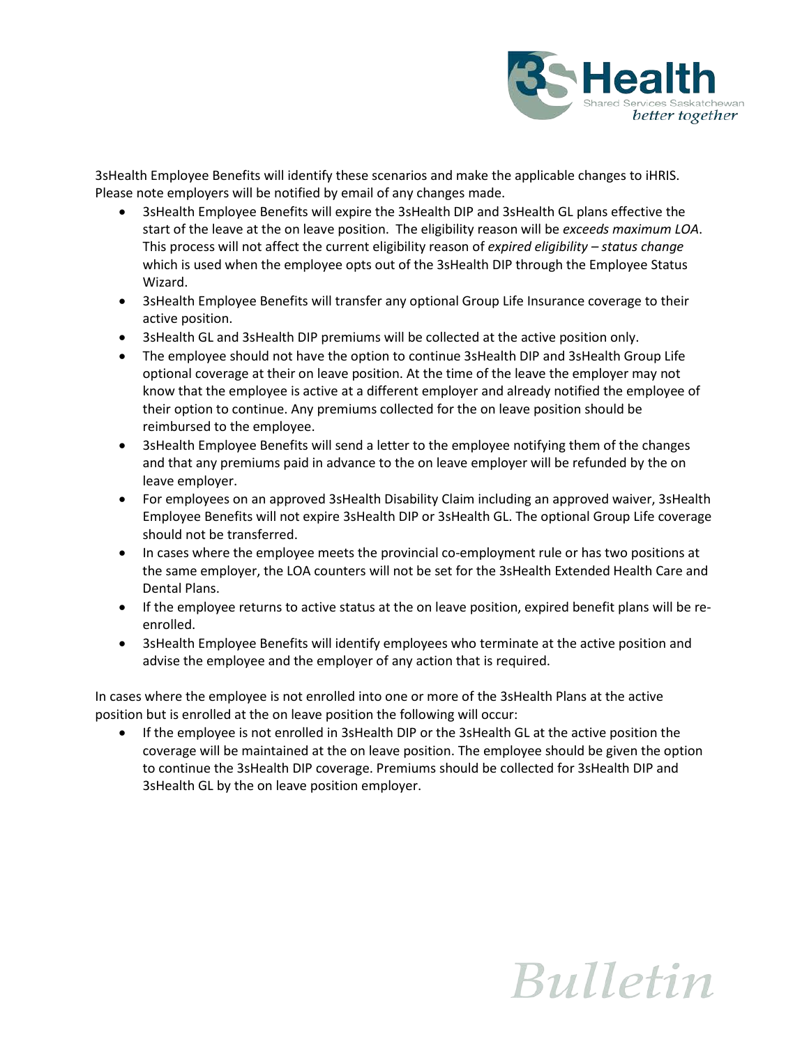3sHealth Employee Benefits will identify these scenarios and make the applicable changes to iHRIS. Please note employers will be notified by email of any changes made.

- 3sHealth Employee Benefits will expire the 3sHealth DIP and 3sHealth GL plans effective the start of the leave at the on leave position. The eligibility reason will be *exceeds maximum LOA*. This process will not affect the current eligibility reason of *expired eligibility – status change* which is used when the employee opts out of the 3sHealth DIP through the Employee Status Wizard.
- 3sHealth Employee Benefits will transfer any optional Group Life Insurance coverage to their active position.
- 3sHealth GL and 3sHealth DIP premiums will be collected at the active position only.
- The employee should not have the option to continue 3sHealth DIP and 3sHealth Group Life optional coverage at their on leave position. At the time of the leave the employer may not know that the employee is active at a different employer and already notified the employee of their option to continue. Any premiums collected for the on leave position should be reimbursed to the employee.
- 3sHealth Employee Benefits will send a letter to the employee notifying them of the changes and that any premiums paid in advance to the on leave employer will be refunded by the on leave employer.
- For employees on an approved 3sHealth Disability Claim including an approved waiver, 3sHealth Employee Benefits will not expire 3sHealth DIP or 3sHealth GL. The optional Group Life coverage should not be transferred.
- In cases where the employee meets the provincial co-employment rule or has two positions at the same employer, the LOA counters will not be set for the 3sHealth Extended Health Care and Dental Plans.
- If the employee returns to active status at the on leave position, expired benefit plans will be re-enrolled.
- 3sHealth Employee Benefits will identify employees who terminate at the active position and advise the employee and the employer of any action that is required.

In cases where the employee is not enrolled into one or more of the 3sHealth Plans at the active position but is enrolled at the on leave position the following will occur:

- If the employee is not enrolled in 3sHealth DIP or the 3sHealth GL at the active position the coverage will be maintained at the on leave position. The employee should be given the option to continue the 3sHealth DIP coverage. Premiums should be collected for 3sHealth DIP and 3sHealth GL by the on leave position employer.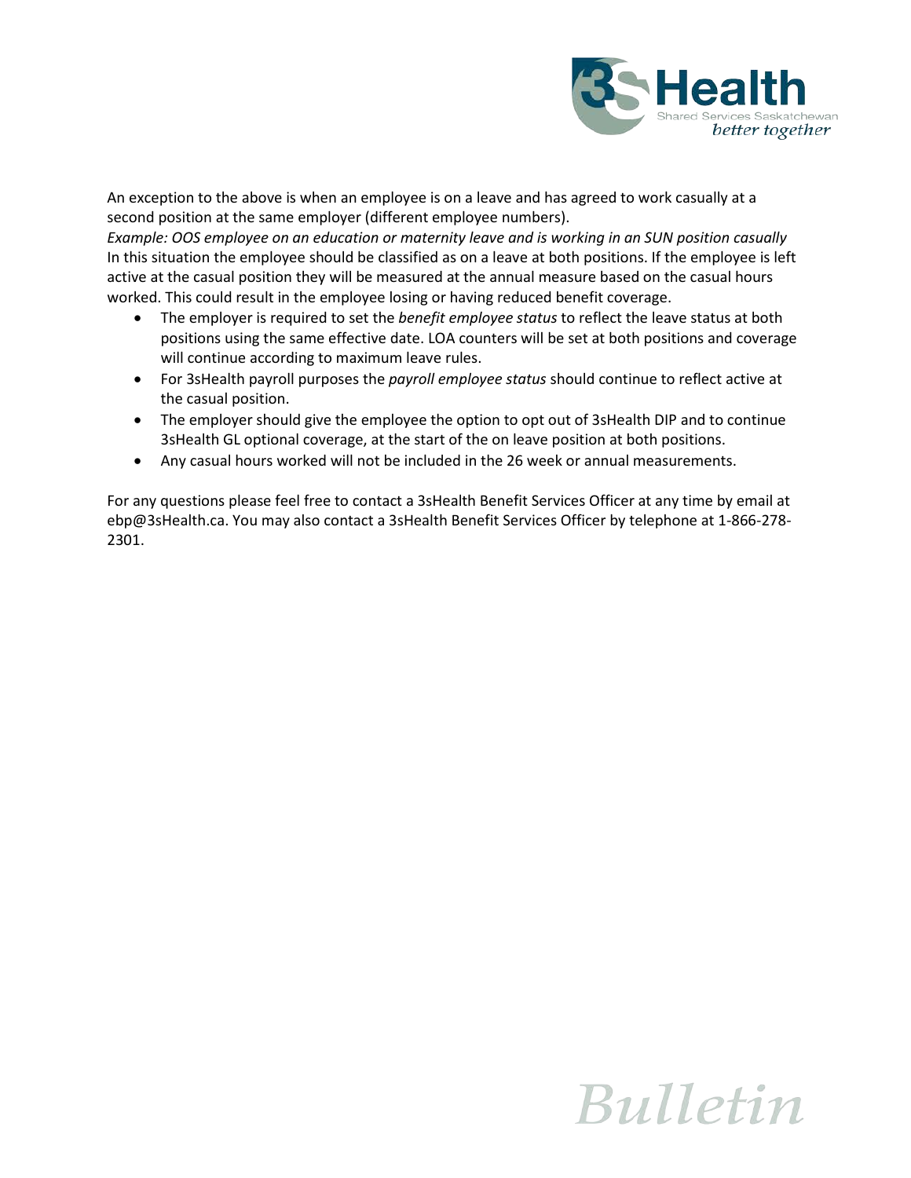An exception to the above is when an employee is on a leave and has agreed to work casually at a second position at the same employer (different employee numbers).

*Example: OOS employee on an education or maternity leave and is working in an SUN position casually*

In this situation the employee should be classified as on a leave at both positions. If the employee is left active at the casual position they will be measured at the annual measure based on the casual hours worked. This could result in the employee losing or having reduced benefit coverage.

- The employer is required to set the *benefit employee status* to reflect the leave status at both positions using the same effective date. LOA counters will be set at both positions and coverage will continue according to maximum leave rules.
- For 3sHealth payroll purposes the *payroll employee status* should continue to reflect active at the casual position.
- The employer should give the employee the option to opt out of 3sHealth DIP and to continue 3sHealth GL optional coverage, at the start of the on leave position at both positions.
- Any casual hours worked will not be included in the 26 week or annual measurements.

For any questions please feel free to contact a 3sHealth Benefit Services Officer at any time by email at ebp@3sHealth.ca. You may also contact a 3sHealth Benefit Services Officer by telephone at 1-866-278-2301.